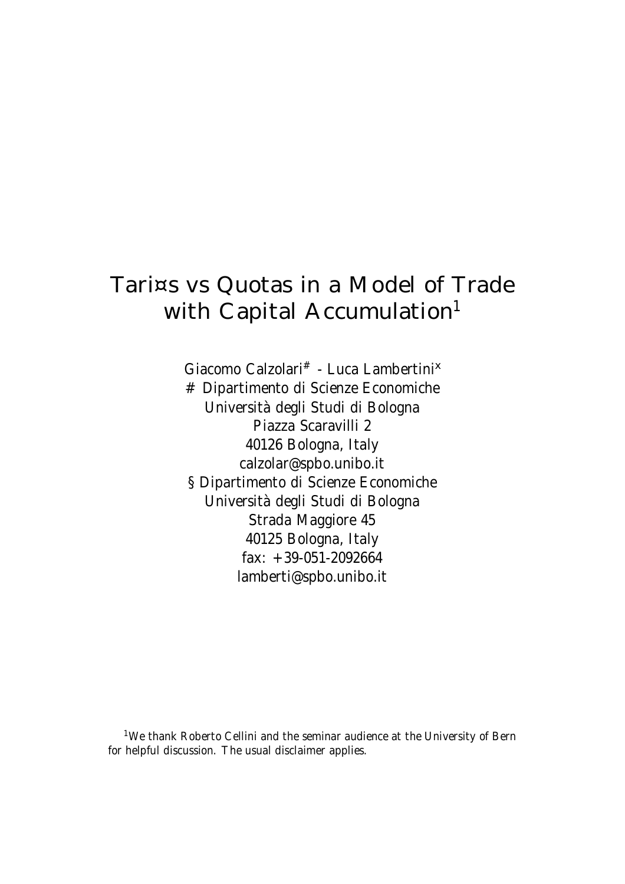# Tari¤s vs Quotas in a Model of Trade with Capital Accumulation[1]

Giacomo Calzolari[#] - Luca Lambertini[x]

# Dipartimento di Scienze Economiche
Università degli Studi di Bologna
Piazza Scaravilli 2
40126 Bologna, Italy
calzolar@spbo.unibo.it

§ Dipartimento di Scienze Economiche
Università degli Studi di Bologna
Strada Maggiore 45
40125 Bologna, Italy
fax: +39-051-2092664
lamberti@spbo.unibo.it

[1] We thank Roberto Cellini and the seminar audience at the University of Bern for helpful discussion. The usual disclaimer applies.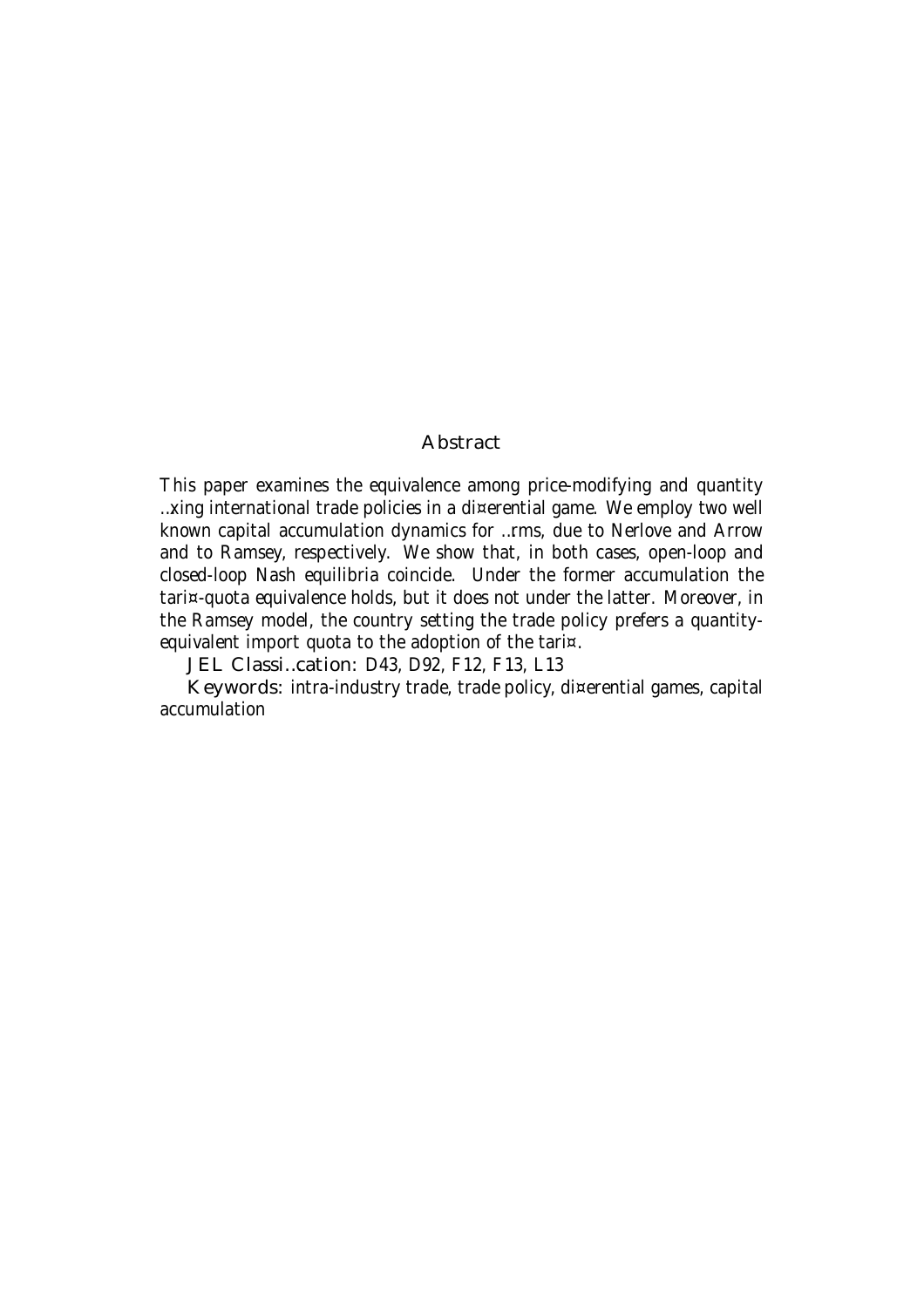## Abstract

This paper examines the equivalence among price-modifying and quantity ..xing international trade policies in a di¤erential game. We employ two well known capital accumulation dynamics for ..rms, due to Nerlove and Arrow and to Ramsey, respectively. We show that, in both cases, open-loop and closed-loop Nash equilibria coincide. Under the former accumulation the tari¤-quota equivalence holds, but it does not under the latter. Moreover, in the Ramsey model, the country setting the trade policy prefers a quantity-equivalent import quota to the adoption of the tari¤.

**JEL Classi..cation:** D43, D92, F12, F13, L13

**Keywords:** intra-industry trade, trade policy, di¤erential games, capital accumulation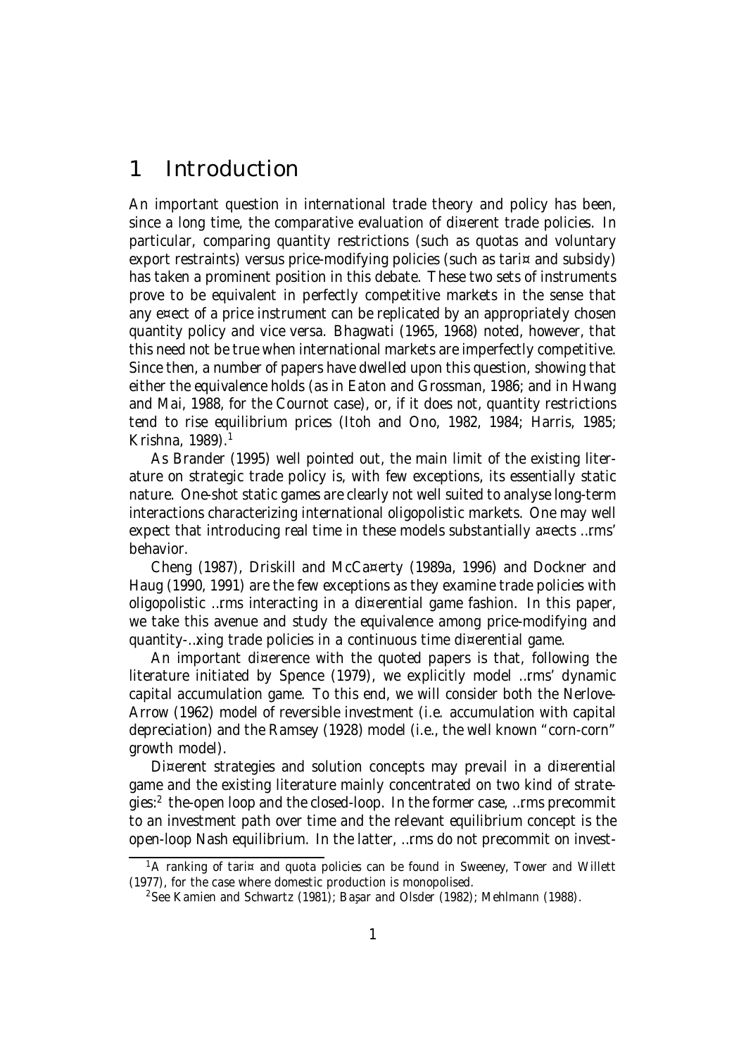# 1 Introduction

An important question in international trade theory and policy has been, since a long time, the comparative evaluation of di¤erent trade policies. In particular, comparing quantity restrictions (such as quotas and voluntary export restraints) versus price-modifying policies (such as tari¤ and subsidy) has taken a prominent position in this debate. These two sets of instruments prove to be equivalent in perfectly competitive markets in the sense that any e¤ect of a price instrument can be replicated by an appropriately chosen quantity policy and vice versa. Bhagwati (1965, 1968) noted, however, that this need not be true when international markets are imperfectly competitive. Since then, a number of papers have dwelled upon this question, showing that either the equivalence holds (as in Eaton and Grossman, 1986; and in Hwang and Mai, 1988, for the Cournot case), or, if it does not, quantity restrictions tend to rise equilibrium prices (Itoh and Ono, 1982, 1984; Harris, 1985; Krishna, 1989).[1]

As Brander (1995) well pointed out, the main limit of the existing literature on strategic trade policy is, with few exceptions, its essentially static nature. One-shot static games are clearly not well suited to analyse long-term interactions characterizing international oligopolistic markets. One may well expect that introducing real time in these models substantially a¤ects …rms' behavior.

Cheng (1987), Driskill and McCa¤erty (1989a, 1996) and Dockner and Haug (1990, 1991) are the few exceptions as they examine trade policies with oligopolistic …rms interacting in a di¤erential game fashion. In this paper, we take this avenue and study the equivalence among price-modifying and quantity-…xing trade policies in a continuous time di¤erential game.

An important di¤erence with the quoted papers is that, following the literature initiated by Spence (1979), we explicitly model …rms' dynamic capital accumulation game. To this end, we will consider both the Nerlove-Arrow (1962) model of reversible investment (i.e. accumulation with capital depreciation) and the Ramsey (1928) model (i.e., the well known "corn-corn" growth model).

Di¤erent strategies and solution concepts may prevail in a di¤erential game and the existing literature mainly concentrated on two kind of strategies:[2] the-open loop and the closed-loop. In the former case, …rms precommit to an investment path over time and the relevant equilibrium concept is the open-loop Nash equilibrium. In the latter, …rms do not precommit on invest-

[1] A ranking of tari¤ and quota policies can be found in Sweeney, Tower and Willett (1977), for the case where domestic production is monopolised.

[2] See Kamien and Schwartz (1981); Başar and Olsder (1982); Mehlmann (1988).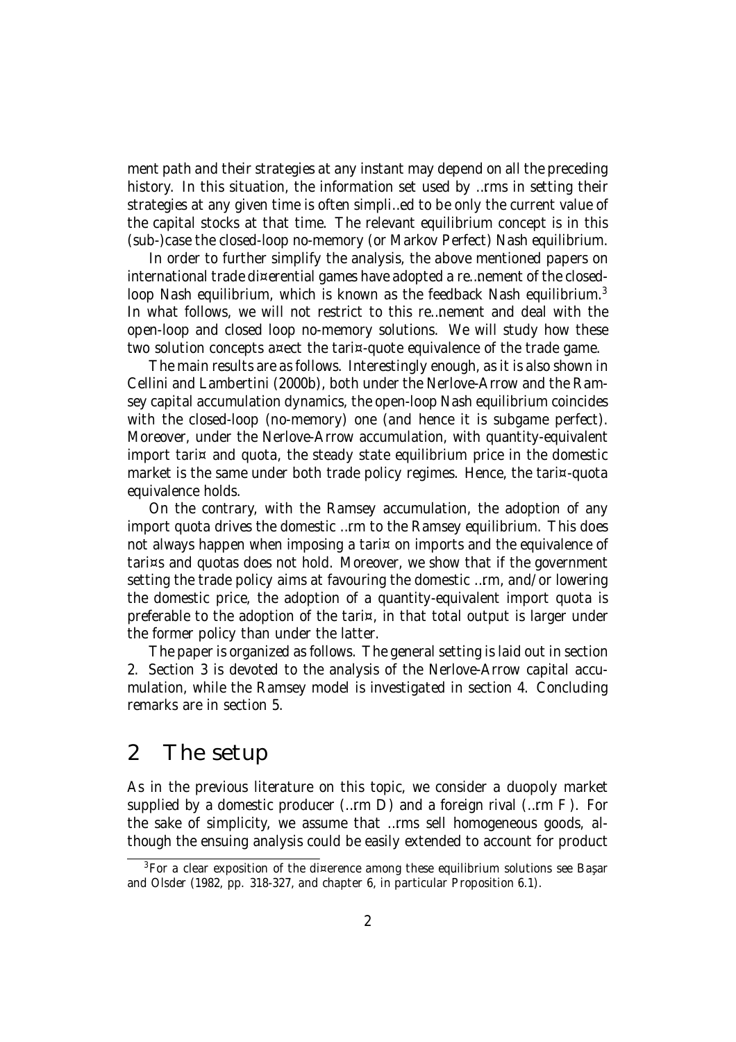ment path and their strategies at any instant may depend on all the preceding history. In this situation, the information set used by firms in setting their strategies at any given time is often simplified to be only the current value of the capital stocks at that time. The relevant equilibrium concept is in this (sub-)case the closed-loop no-memory (or Markov Perfect) Nash equilibrium.

In order to further simplify the analysis, the above mentioned papers on international trade differential games have adopted a refinement of the closed-loop Nash equilibrium, which is known as the feedback Nash equilibrium.[3] In what follows, we will not restrict to this refinement and deal with the open-loop and closed loop no-memory solutions. We will study how these two solution concepts affect the tariff-quote equivalence of the trade game.

The main results are as follows. Interestingly enough, as it is also shown in Cellini and Lambertini (2000b), both under the Nerlove-Arrow and the Ramsey capital accumulation dynamics, the open-loop Nash equilibrium coincides with the closed-loop (no-memory) one (and hence it is subgame perfect). Moreover, under the Nerlove-Arrow accumulation, with quantity-equivalent import tariff and quota, the steady state equilibrium price in the domestic market is the same under both trade policy regimes. Hence, the tariff-quota equivalence holds.

On the contrary, with the Ramsey accumulation, the adoption of any import quota drives the domestic firm to the Ramsey equilibrium. This does not always happen when imposing a tariff on imports and the equivalence of tariffs and quotas does not hold. Moreover, we show that if the government setting the trade policy aims at favouring the domestic firm, and/or lowering the domestic price, the adoption of a quantity-equivalent import quota is preferable to the adoption of the tariff, in that total output is larger under the former policy than under the latter.

The paper is organized as follows. The general setting is laid out in section 2. Section 3 is devoted to the analysis of the Nerlove-Arrow capital accumulation, while the Ramsey model is investigated in section 4. Concluding remarks are in section 5.

## 2 The setup

As in the previous literature on this topic, we consider a duopoly market supplied by a domestic producer (firm $D$) and a foreign rival (firm $F$). For the sake of simplicity, we assume that firms sell homogeneous goods, although the ensuing analysis could be easily extended to account for product

---

[3] For a clear exposition of the difference among these equilibrium solutions see Başar and Olsder (1982, pp. 318-327, and chapter 6, in particular Proposition 6.1).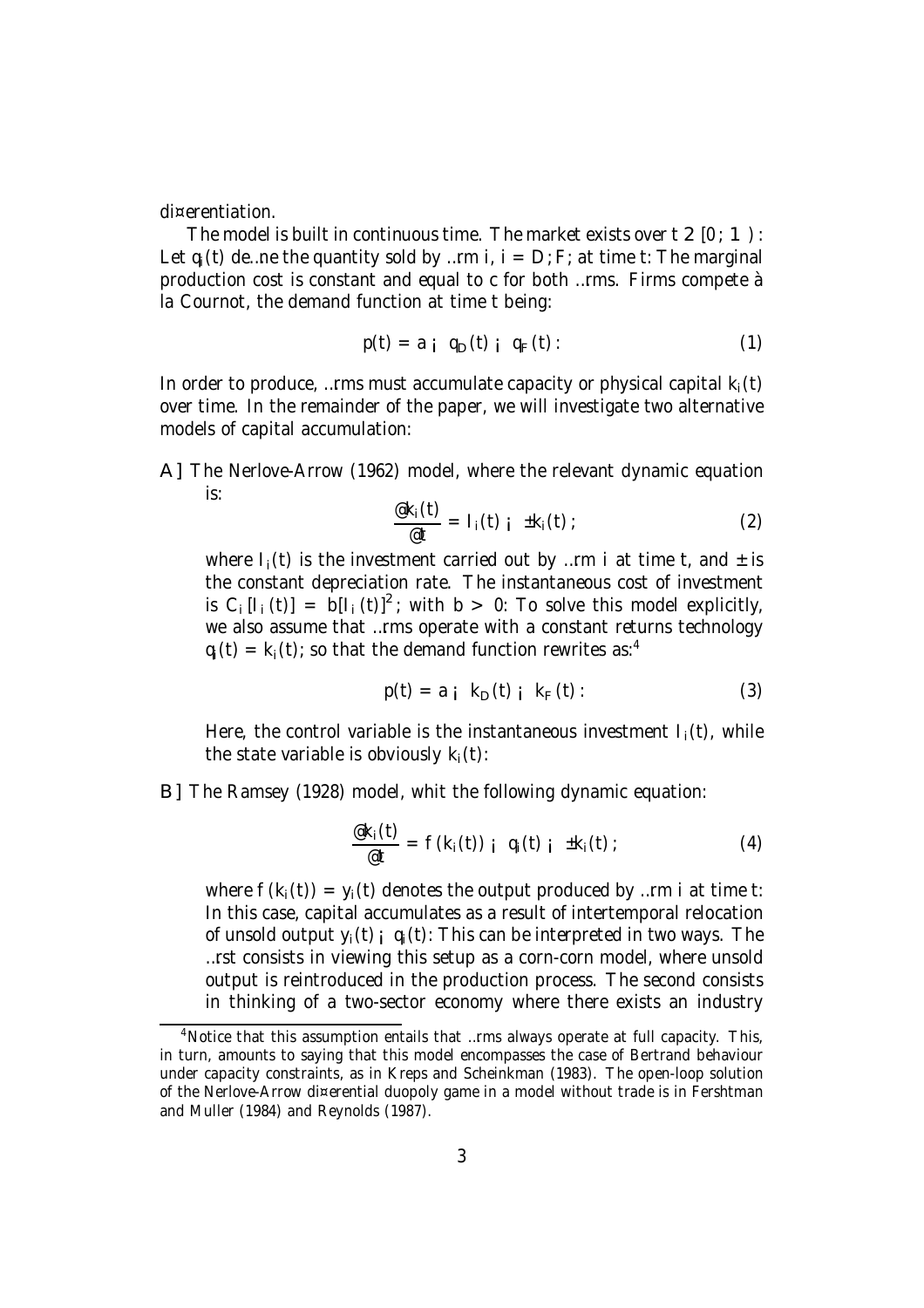differentiation.

The model is built in continuous time. The market exists over $t \in [0; \infty)$. Let $q_i(t)$ define the quantity sold by firm $i$, $i = D; F$; at time $t$. The marginal production cost is constant and equal to $c$ for both firms. Firms compete à la Cournot, the demand function at time $t$ being:

$$p(t) = a - q_D(t) - q_F(t) . \tag{1}$$

In order to produce, firms must accumulate capacity or physical capital $k_i(t)$ over time. In the remainder of the paper, we will investigate two alternative models of capital accumulation:

A] The Nerlove-Arrow (1962) model, where the relevant dynamic equation is:

$$\frac{\partial k_i(t)}{\partial t} = I_i(t) - \delta k_i(t) ; \tag{2}$$

where $I_i(t)$ is the investment carried out by firm $i$ at time $t$, and $\delta$ is the constant depreciation rate. The instantaneous cost of investment is $C_i[I_i(t)] = b[I_i(t)]^2$; with $b > 0$. To solve this model explicitly, we also assume that firms operate with a constant returns technology $q_i(t) = k_i(t)$; so that the demand function rewrites as:[4]

$$p(t) = a - k_D(t) - k_F(t) . \tag{3}$$

Here, the control variable is the instantaneous investment $I_i(t)$, while the state variable is obviously $k_i(t)$.

B] The Ramsey (1928) model, whit the following dynamic equation:

$$\frac{\partial k_i(t)}{\partial t} = f(k_i(t)) - q_i(t) - \delta k_i(t) ; \tag{4}$$

where $f(k_i(t)) = y_i(t)$ denotes the output produced by firm $i$ at time $t$. In this case, capital accumulates as a result of intertemporal relocation of unsold output $y_i(t) - q_i(t)$. This can be interpreted in two ways. The first consists in viewing this setup as a corn-corn model, where unsold output is reintroduced in the production process. The second consists in thinking of a two-sector economy where there exists an industry

[4] Notice that this assumption entails that firms always operate at full capacity. This, in turn, amounts to saying that this model encompasses the case of Bertrand behaviour under capacity constraints, as in Kreps and Scheinkman (1983). The open-loop solution of the Nerlove-Arrow differential duopoly game in a model without trade is in Fershtman and Muller (1984) and Reynolds (1987).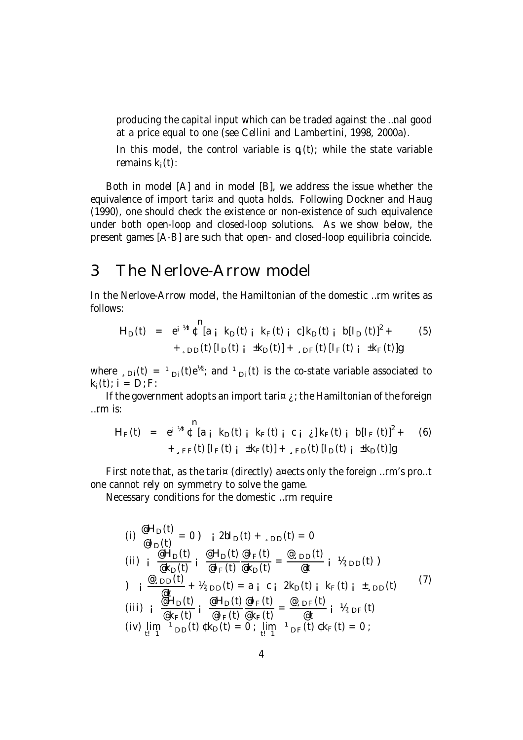producing the capital input which can be traded against the final good at a price equal to one (see Cellini and Lambertini, 1998, 2000a).

In this model, the control variable is $q_i(t)$; while the state variable remains $k_i(t)$.

Both in model [A] and in model [B], we address the issue whether the equivalence of import tariff and quota holds. Following Dockner and Haug (1990), one should check the existence or non-existence of such equivalence under both open-loop and closed-loop solutions. As we show below, the present games [A-B] are such that open- and closed-loop equilibria coincide.

# 3 The Nerlove-Arrow model

In the Nerlove-Arrow model, the Hamiltonian of the domestic firm writes as follows:

$$\begin{aligned} H_D(t) &= e^{-\rho t} \cdot \Big\{ [a - k_D(t) - k_F(t) - c] k_D(t) - b[I_D(t)]^2 + \\ &\quad + \lambda_{DD}(t) [I_D(t) - \delta k_D(t)] + \lambda_{DF}(t) [I_F(t) - \delta k_F(t)] \Big\} \end{aligned} \tag{5}$$

where $\lambda_{Di}(t) = \mu_{Di}(t) e^{\rho t}$; and $\mu_{Di}(t)$ is the co-state variable associated to $k_i(t)$; $i = D, F$.

If the government adopts an import tariff $\tau$, the Hamiltonian of the foreign firm is:

$$\begin{aligned} H_F(t) &= e^{-\rho t} \cdot \Big\{ [a - k_D(t) - k_F(t) - c - \tau] k_F(t) - b[I_F(t)]^2 + \\ &\quad + \lambda_{FF}(t) [I_F(t) - \delta k_F(t)] + \lambda_{FD}(t) [I_D(t) - \delta k_D(t)] \Big\} \end{aligned} \tag{6}$$

First note that, as the tariff (directly) affects only the foreign firm's profit one cannot rely on symmetry to solve the game.

Necessary conditions for the domestic firm require

$$\begin{aligned} &(i)\ \frac{\partial H_D(t)}{\partial I_D(t)} = 0 \Rightarrow -2bI_D(t) + \lambda_{DD}(t) = 0 \\ &(ii)\ -\frac{\partial H_D(t)}{\partial k_D(t)} - \frac{\partial H_D(t)}{\partial I_F(t)} \frac{\partial I_F(t)}{\partial k_D(t)} = \frac{\partial \lambda_{DD}(t)}{\partial t} - \rho \lambda_{DD}(t) \Rightarrow \\ &\Rightarrow -\frac{\partial \lambda_{DD}(t)}{\partial t} + \rho \lambda_{DD}(t) = a - c - 2k_D(t) - k_F(t) - \delta \lambda_{DD}(t) \\ &(iii)\ -\frac{\partial H_D(t)}{\partial k_F(t)} - \frac{\partial H_D(t)}{\partial I_F(t)} \frac{\partial I_F(t)}{\partial k_F(t)} = \frac{\partial \lambda_{DF}(t)}{\partial t} - \rho \lambda_{DF}(t) \\ &(iv)\ \lim_{t \to \infty} \mu_{DD}(t) \cdot k_D(t) = 0\ ;\ \lim_{t \to \infty} \mu_{DF}(t) \cdot k_F(t) = 0\ ; \end{aligned} \tag{7}$$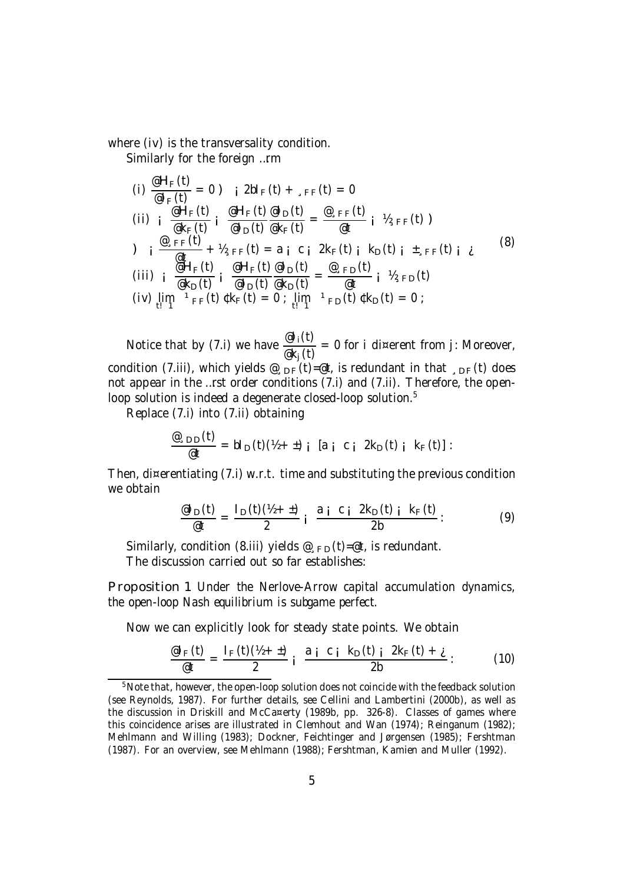where (iv) is the transversality condition.

Similarly for the foreign firm

$$
\begin{aligned}
&(i)\ \frac{\partial H_F(t)}{\partial I_F(t)} = 0 \Rightarrow -2bI_F(t) + \lambda_{FF}(t) = 0 \\
&(ii)\ -\frac{\partial H_F(t)}{\partial k_F(t)} - \frac{\partial H_F(t)}{\partial I_D(t)}\frac{\partial I_D(t)}{\partial k_F(t)} = \frac{\partial \lambda_{FF}(t)}{\partial t} - \rho\lambda_{FF}(t) \Rightarrow \\
&\Rightarrow -\frac{\partial \lambda_{FF}(t)}{\partial t} + \rho\lambda_{FF}(t) = a - c - 2k_F(t) - k_D(t) - \delta\lambda_{FF}(t) - \tau \\
&(iii)\ -\frac{\partial H_F(t)}{\partial k_D(t)} - \frac{\partial H_F(t)}{\partial I_D(t)}\frac{\partial I_D(t)}{\partial k_D(t)} = \frac{\partial \lambda_{FD}(t)}{\partial t} - \rho\lambda_{FD}(t) \\
&(iv)\ \lim_{t\to\infty} \mu_{FF}(t)\cdot k_F(t) = 0\,;\ \lim_{t\to\infty} \mu_{FD}(t)\cdot k_D(t) = 0\,;
\end{aligned}
\tag{8}
$$

Notice that by (7.i) we have $\frac{\partial I_i(t)}{\partial k_j(t)} = 0$ for $i$ different from $j$. Moreover, condition (7.iii), which yields $\partial\lambda_{DF}(t)/\partial t$, is redundant in that $\lambda_{DF}(t)$ does not appear in the first order conditions (7.i) and (7.ii). Therefore, the open-loop solution is indeed a degenerate closed-loop solution.[5]

Replace (7.i) into (7.ii) obtaining

$$
\frac{\partial \lambda_{DD}(t)}{\partial t} = bI_D(t)(\rho + \delta) - [a - c - 2k_D(t) - k_F(t)]\,.
$$

Then, differentiating (7.i) w.r.t. time and substituting the previous condition we obtain

$$
\frac{\partial I_D(t)}{\partial t} = \frac{I_D(t)(\rho + \delta)}{2} - \frac{a - c - 2k_D(t) - k_F(t)}{2b}\,. \tag{9}
$$

Similarly, condition (8.iii) yields $\partial\lambda_{FD}(t)/\partial t$, is redundant.

The discussion carried out so far establishes:

**Proposition 1** *Under the Nerlove-Arrow capital accumulation dynamics, the open-loop Nash equilibrium is subgame perfect.*

Now we can explicitly look for steady state points. We obtain

$$
\frac{\partial I_F(t)}{\partial t} = \frac{I_F(t)(\rho + \delta)}{2} - \frac{a - c - k_D(t) - 2k_F(t) + \tau}{2b}\,. \tag{10}
$$

[5] Note that, however, the open-loop solution does not coincide with the feedback solution (see Reynolds, 1987). For further details, see Cellini and Lambertini (2000b), as well as the discussion in Driskill and McCafferty (1989b, pp. 326-8). Classes of games where this coincidence arises are illustrated in Clemhout and Wan (1974); Reinganum (1982); Mehlmann and Willing (1983); Dockner, Feichtinger and Jørgensen (1985); Fershtman (1987). For an overview, see Mehlmann (1988); Fershtman, Kamien and Muller (1992).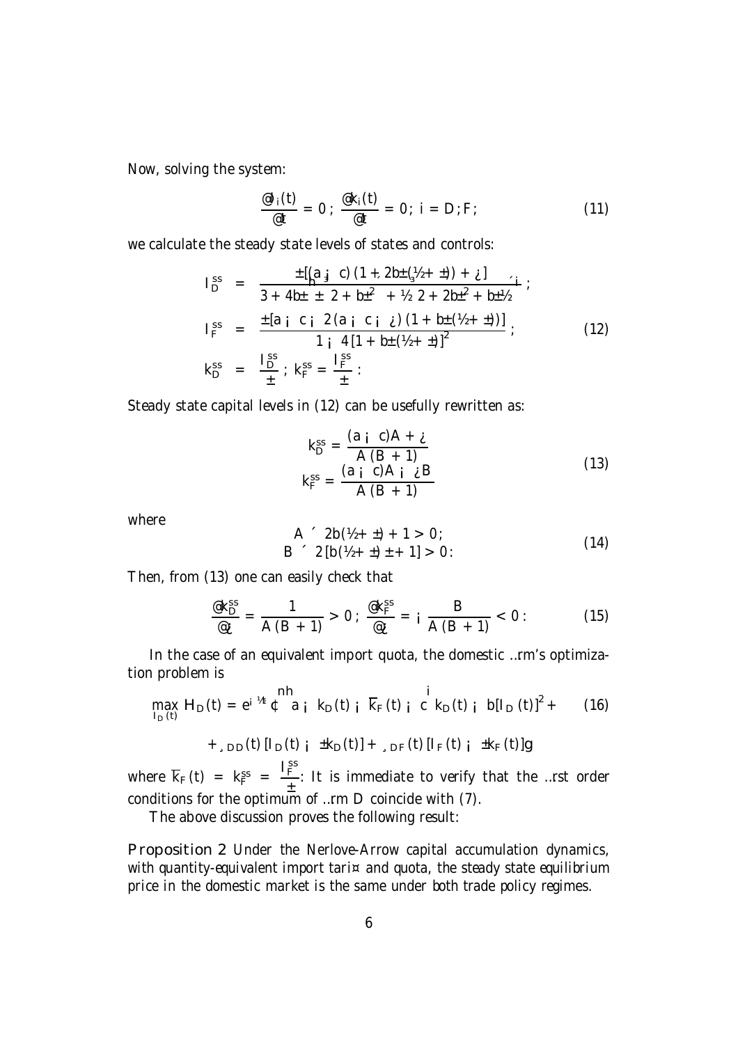Now, solving the system:

$$\frac{\partial I_i(t)}{\partial t} = 0\,;\ \frac{\partial k_i(t)}{\partial t} = 0\,;\ i = D\,;F\,; \tag{11}$$

we calculate the steady state levels of states and controls:

$$\begin{aligned}
I_D^{ss} &= \frac{\delta[(a-c)(1+2b\delta(\rho+\delta))+\tau]}{3+4b\delta+\delta\left[2+b\delta^2\right]+\rho\left[2+2b\delta^2+b\delta\rho\right]}\,; \\
I_F^{ss} &= \frac{\delta[a-c-2(a-c-\tau)(1+b\delta(\rho+\delta))]}{1-4[1+b\delta(\rho+\delta)]^2}\,; \\
k_D^{ss} &= \frac{I_D^{ss}}{\delta}\,;\ k_F^{ss} = \frac{I_F^{ss}}{\delta}\,:
\end{aligned} \tag{12}$$

Steady state capital levels in (12) can be usefully rewritten as:

$$\begin{aligned}
k_D^{ss} &= \frac{(a-c)A+\tau}{A\,(B+1)} \\
k_F^{ss} &= \frac{(a-c)A-\tau B}{A\,(B+1)}
\end{aligned} \tag{13}$$

where

$$\begin{aligned}
A &\equiv 2b(\rho+\delta)+1 > 0\,; \\
B &\equiv 2\,[b(\rho+\delta)\delta+1] > 0\,:
\end{aligned} \tag{14}$$

Then, from (13) one can easily check that

$$\frac{\partial k_D^{ss}}{\partial \tau} = \frac{1}{A\,(B+1)} > 0\,;\ \frac{\partial k_F^{ss}}{\partial \tau} = -\frac{B}{A\,(B+1)} < 0\,: \tag{15}$$

In the case of an equivalent import quota, the domestic firm's optimization problem is

$$\max_{I_D(t)} H_D(t) = e^{-\rho t}\cdot\left\{\left[a-k_D(t)-\overline{k}_F(t)-c\right]k_D(t)-b[I_D(t)]^2+\right. \tag{16}$$

$$\left.+\lambda_{DD}(t)\,[I_D(t)-\delta k_D(t)]+\lambda_{DF}(t)\,[I_F(t)-\delta k_F(t)]\right\}$$

where $\overline{k}_F(t) = k_F^{ss} = \frac{I_F^{ss}}{\delta}$: It is immediate to verify that the first order conditions for the optimum of firm $D$ coincide with (7).

The above discussion proves the following result:

**Proposition 2** *Under the Nerlove-Arrow capital accumulation dynamics, with quantity-equivalent import tariff and quota, the steady state equilibrium price in the domestic market is the same under both trade policy regimes.*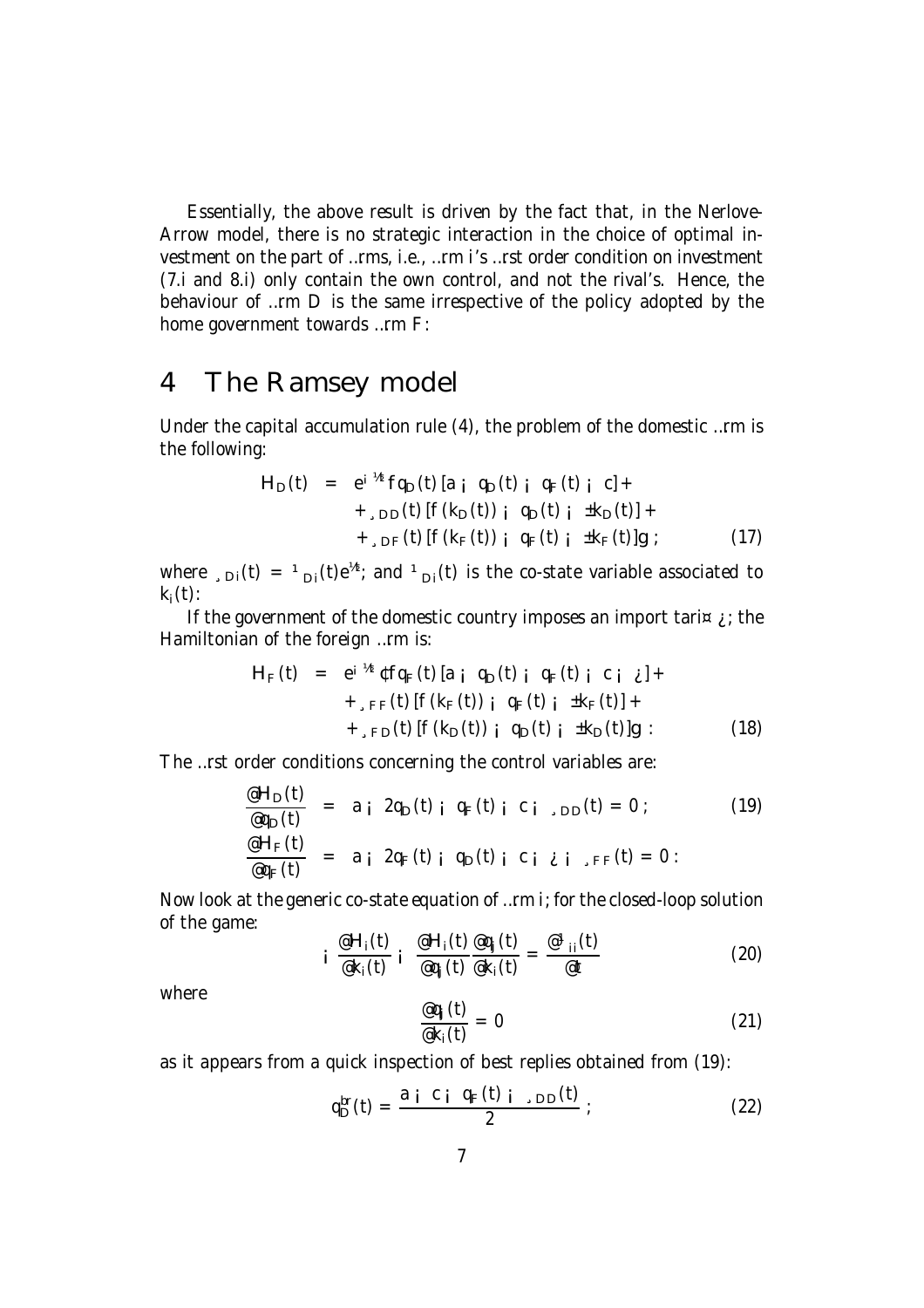Essentially, the above result is driven by the fact that, in the Nerlove-Arrow model, there is no strategic interaction in the choice of optimal investment on the part of firms, i.e., firm $i$'s first order condition on investment (7.i and 8.i) only contain the own control, and not the rival's. Hence, the behaviour of firm $D$ is the same irrespective of the policy adopted by the home government towards firm $F$.

# 4 The Ramsey model

Under the capital accumulation rule (4), the problem of the domestic firm is the following:

$$
\begin{aligned}
H_D(t) &= e^{-\rho t}\{q_D(t)[a - q_D(t) - q_F(t) - c] + \\
&\quad + \lambda_{DD}(t)[f(k_D(t)) - q_D(t) - \delta k_D(t)] + \\
&\quad + \lambda_{DF}(t)[f(k_F(t)) - q_F(t) - \delta k_F(t)]\}; \qquad (17)
\end{aligned}
$$

where $\lambda_{Di}(t) = \mu_{Di}(t)e^{\rho t}$; and $\mu_{Di}(t)$ is the co-state variable associated to $k_i(t)$.

If the government of the domestic country imposes an import tariff $\tau$, the Hamiltonian of the foreign firm is:

$$
\begin{aligned}
H_F(t) &= e^{-\rho t}\cdot\{q_F(t)[a - q_D(t) - q_F(t) - c - \tau] + \\
&\quad + \lambda_{FF}(t)[f(k_F(t)) - q_F(t) - \delta k_F(t)] + \\
&\quad + \lambda_{FD}(t)[f(k_D(t)) - q_D(t) - \delta k_D(t)]\}. \qquad (18)
\end{aligned}
$$

The first order conditions concerning the control variables are:

$$
\begin{aligned}
\frac{\partial H_D(t)}{\partial q_D(t)} &= a - 2q_D(t) - q_F(t) - c - \lambda_{DD}(t) = 0; \qquad (19)\\
\frac{\partial H_F(t)}{\partial q_F(t)} &= a - 2q_F(t) - q_D(t) - c - \tau - \lambda_{FF}(t) = 0.
\end{aligned}
$$

Now look at the generic co-state equation of firm $i$, for the closed-loop solution of the game:

$$
-\frac{\partial H_i(t)}{\partial k_i(t)} - \frac{\partial H_i(t)}{\partial q_j(t)}\frac{\partial q_j(t)}{\partial k_i(t)} = \frac{\partial \mu_{ii}(t)}{\partial t} \qquad (20)
$$

where

$$
\frac{\partial q_j(t)}{\partial k_i(t)} = 0 \qquad (21)
$$

as it appears from a quick inspection of best replies obtained from (19):

$$
q_D^{br}(t) = \frac{a - c - q_F(t) - \lambda_{DD}(t)}{2}; \qquad (22)
$$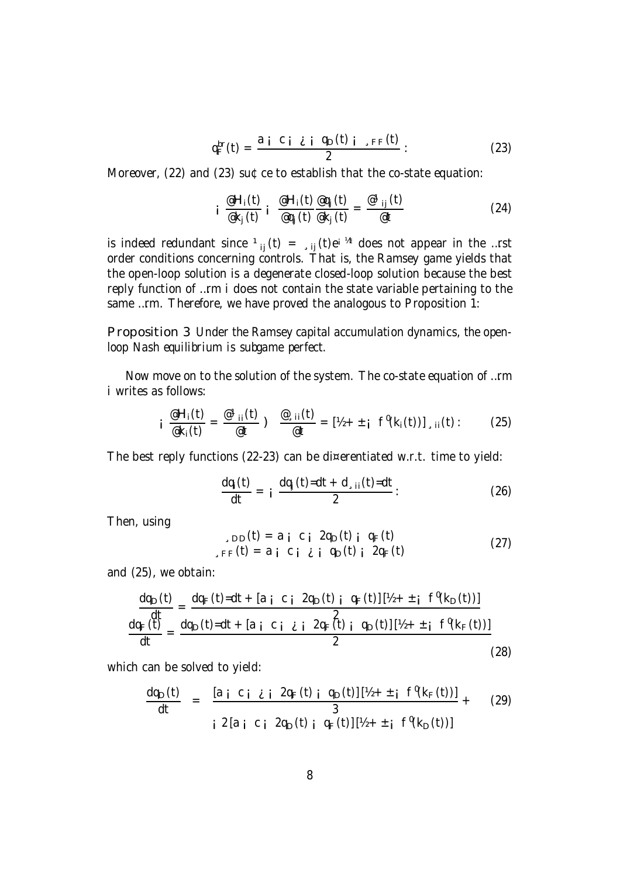$$q_F^{br}(t) = \frac{a - c - \tau - q_D(t) - \lambda_{FF}(t)}{2}: \tag{23}$$

Moreover, (22) and (23) suffice to establish that the co-state equation:

$$-\frac{\partial H_i(t)}{\partial k_j(t)} - \frac{\partial H_i(t)}{\partial q_j(t)} \frac{\partial q_j(t)}{\partial k_j(t)} = \frac{\partial \mu_{ij}(t)}{\partial t} \tag{24}$$

is indeed redundant since $\mu_{ij}(t) = \lambda_{ij}(t)e^{-\rho t}$ does not appear in the first order conditions concerning controls. That is, the Ramsey game yields that the open-loop solution is a degenerate closed-loop solution because the best reply function of firm $i$ does not contain the state variable pertaining to the same firm. Therefore, we have proved the analogous to Proposition 1:

**Proposition 3** *Under the Ramsey capital accumulation dynamics, the open-loop Nash equilibrium is subgame perfect.*

Now move on to the solution of the system. The co-state equation of firm $i$ writes as follows:

$$-\frac{\partial H_i(t)}{\partial k_i(t)} = \frac{\partial \mu_{ii}(t)}{\partial t} \Rightarrow \frac{\partial \lambda_{ii}(t)}{\partial t} = [\rho + \delta - f'(k_i(t))]\lambda_{ii}(t): \tag{25}$$

The best reply functions (22-23) can be differentiated w.r.t. time to yield:

$$\frac{dq_i(t)}{dt} = -\frac{dq_j(t)/dt + d\lambda_{ii}(t)/dt}{2}: \tag{26}$$

Then, using

$$\begin{aligned} \lambda_{DD}(t) &= a - c - 2q_D(t) - q_F(t) \\ \lambda_{FF}(t) &= a - c - \tau - q_D(t) - 2q_F(t) \end{aligned} \tag{27}$$

and (25), we obtain:

$$\begin{aligned} \frac{dq_D(t)}{dt} &= \frac{dq_F(t)/dt + [a - c - 2q_D(t) - q_F(t)][\rho + \delta - f'(k_D(t))]}{2} \\ \frac{dq_F(t)}{dt} &= \frac{dq_D(t)/dt + [a - c - \tau - 2q_F(t) - q_D(t)][\rho + \delta - f'(k_F(t))]}{2} \end{aligned} \tag{28}$$

which can be solved to yield:

$$\begin{aligned} \frac{dq_D(t)}{dt} = \; & \frac{[a - c - \tau - 2q_F(t) - q_D(t)][\rho + \delta - f'(k_F(t))]}{3} + \\ & -2[a - c - 2q_D(t) - q_F(t)][\rho + \delta - f'(k_D(t))] \end{aligned} \tag{29}$$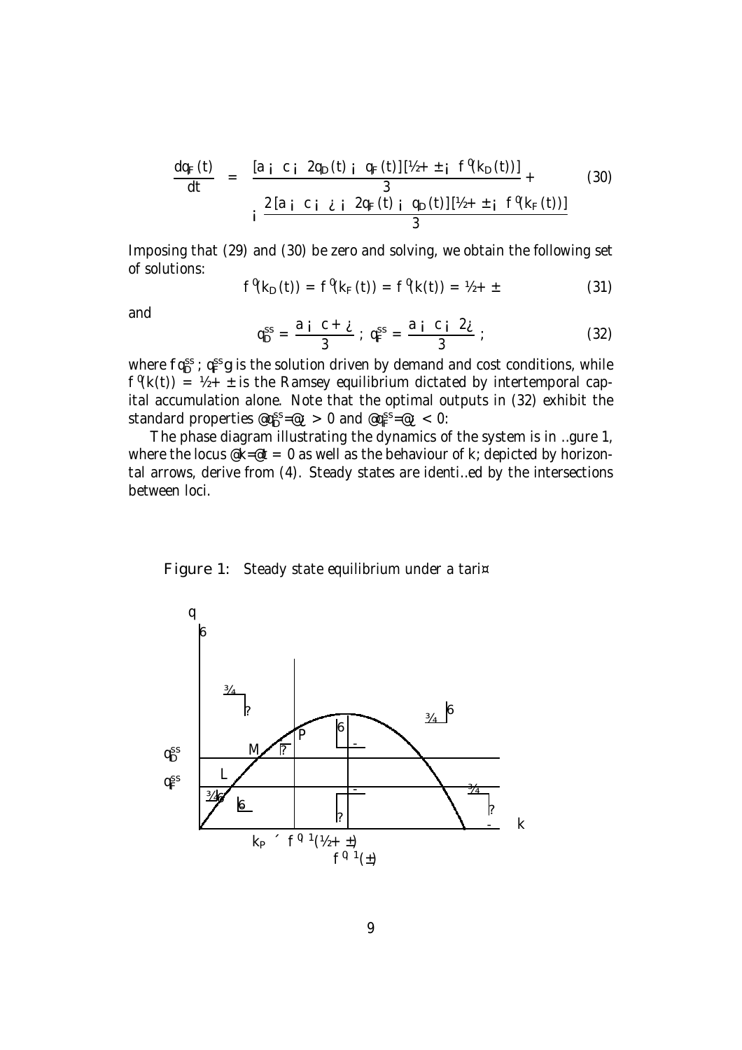$$\frac{dq_F(t)}{dt} = \frac{[a - c - 2q_D(t) - q_F(t)][\rho + \delta - f'(k_D(t))]}{3} + \tag{30}$$

$$- \frac{2[a - c - \tau - 2q_F(t) - q_D(t)][\rho + \delta - f'(k_F(t))]}{3}$$

Imposing that (29) and (30) be zero and solving, we obtain the following set of solutions:

$$f'(k_D(t)) = f'(k_F(t)) = f'(k(t)) = \rho + \delta \tag{31}$$

and

$$q_D^{ss} = \frac{a - c + \tau}{3}\,;\; q_F^{ss} = \frac{a - c - 2\tau}{3}\,; \tag{32}$$

where $\{q_D^{ss}; q_F^{ss}\}$ is the solution driven by demand and cost conditions, while $f'(k(t)) = \rho + \delta$ is the Ramsey equilibrium dictated by intertemporal capital accumulation alone. Note that the optimal outputs in (32) exhibit the standard properties $\partial q_D^{ss}/\partial \tau > 0$ and $\partial q_F^{ss}/\partial \tau < 0$.

The phase diagram illustrating the dynamics of the system is in figure 1, where the locus $\partial k/\partial t = 0$ as well as the behaviour of $k$, depicted by horizontal arrows, derive from (4). Steady states are identified by the intersections between loci.

Figure 1: Steady state equilibrium under a tariff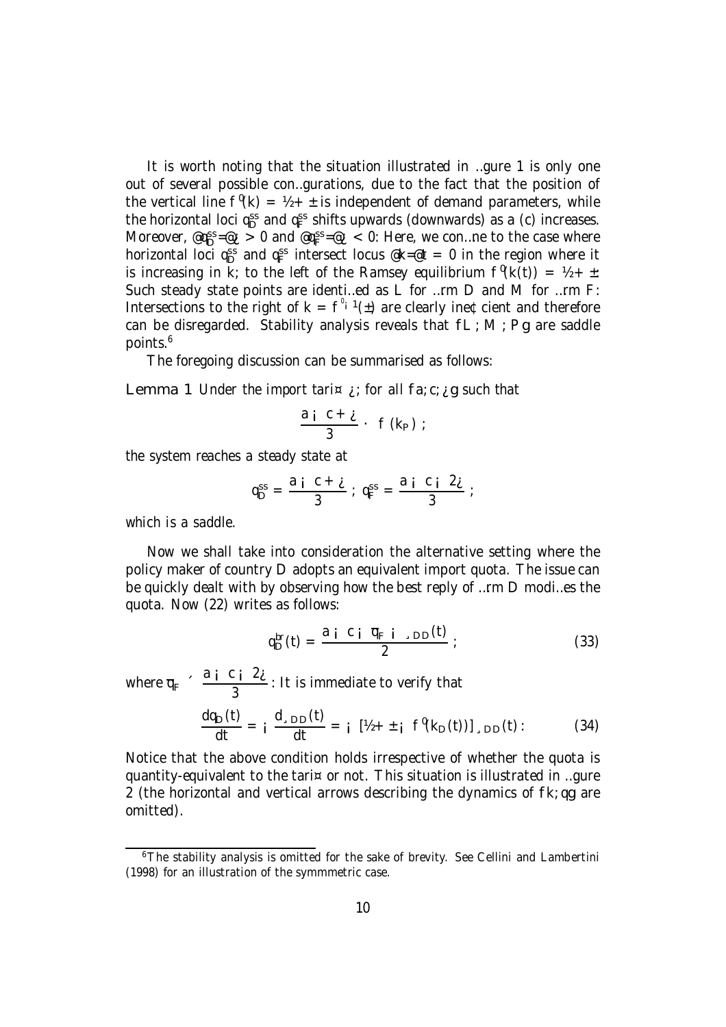It is worth noting that the situation illustrated in figure 1 is only one out of several possible configurations, due to the fact that the position of the vertical line $f'(k) = \rho + \delta$ is independent of demand parameters, while the horizontal loci $q_D^{ss}$ and $q_F^{ss}$ shifts upwards (downwards) as $a$ ($c$) increases. Moreover, $\partial q_D^{ss}/\partial \tau > 0$ and $\partial q_F^{ss}/\partial \tau < 0$. Here, we confine to the case where horizontal loci $q_D^{ss}$ and $q_F^{ss}$ intersect locus $\partial k/\partial t = 0$ in the region where it is increasing in $k$; to the left of the Ramsey equilibrium $f'(k(t)) = \rho + \delta$. Such steady state points are identified as $L$ for firm $D$ and $M$ for firm $F$. Intersections to the right of $k = f'^{-1}(\delta)$ are clearly inefficient and therefore can be disregarded. Stability analysis reveals that $\{L; M; P\}$ are saddle points.[6]

The foregoing discussion can be summarised as follows:

**Lemma 1** *Under the import tariff $\tau$, for all $\{a, c, \tau\}$ such that*

$$\frac{a - c + \tau}{3} \leq f(k_P);$$

*the system reaches a steady state at*

$$q_D^{ss} = \frac{a - c + \tau}{3}; \; q_F^{ss} = \frac{a - c - 2\tau}{3};$$

*which is a saddle.*

Now we shall take into consideration the alternative setting where the policy maker of country $D$ adopts an equivalent import quota. The issue can be quickly dealt with by observing how the best reply of firm $D$ modifies the quota. Now (22) writes as follows:

$$q_D^{br}(t) = \frac{a - c - \overline{q}_F - \lambda_{DD}(t)}{2}; \tag{33}$$

where $\overline{q}_F \equiv \dfrac{a - c - 2\tau}{3}$. It is immediate to verify that

$$\frac{dq_D(t)}{dt} = -\frac{d\lambda_{DD}(t)}{dt} = -\left[\rho + \delta - f'(k_D(t))\right]\lambda_{DD}(t). \tag{34}$$

Notice that the above condition holds irrespective of whether the quota is quantity-equivalent to the tariff or not. This situation is illustrated in figure 2 (the horizontal and vertical arrows describing the dynamics of $\{k, q\}$ are omitted).

---

[6] The stability analysis is omitted for the sake of brevity. See Cellini and Lambertini (1998) for an illustration of the symmmetric case.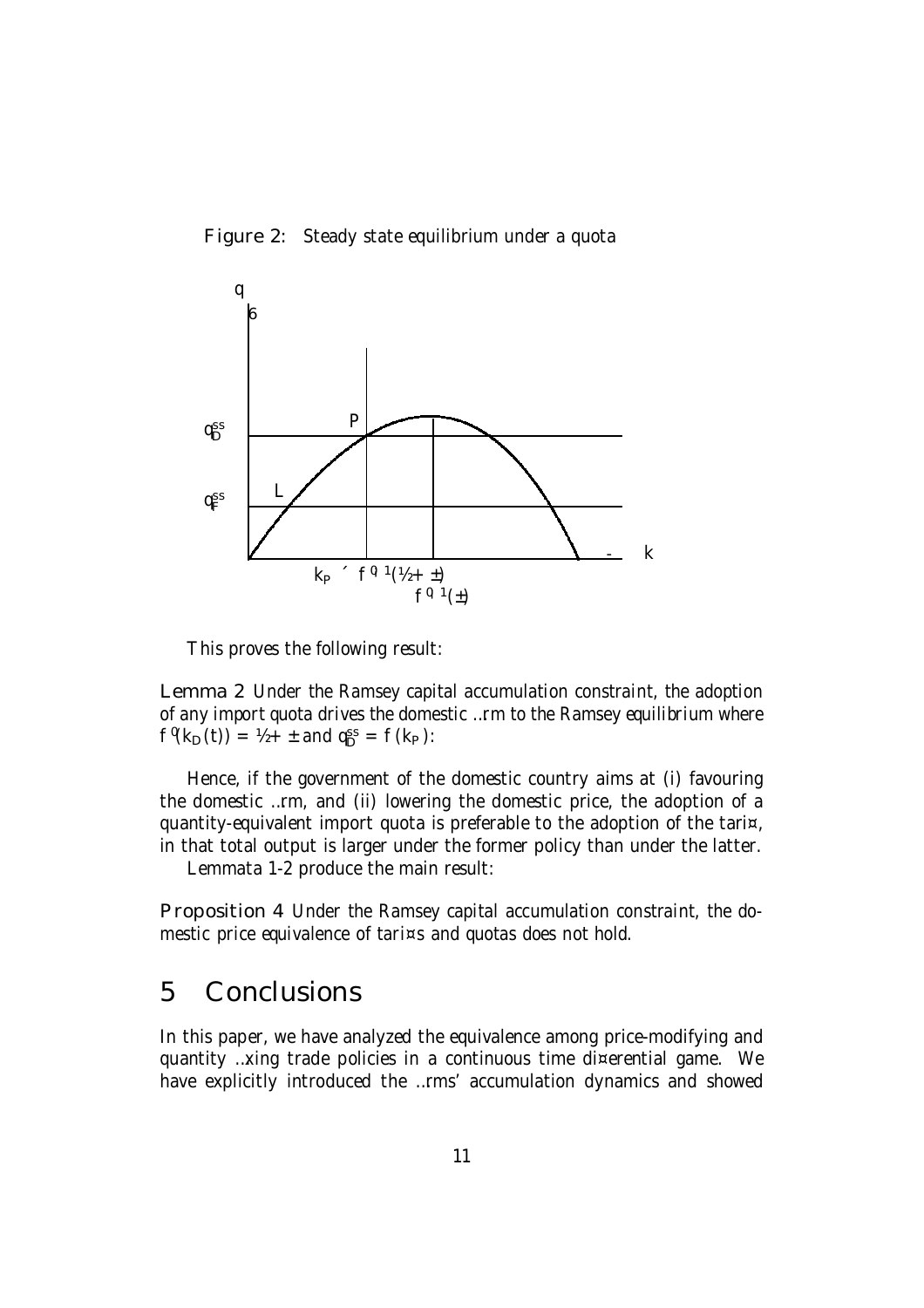Figure 2: Steady state equilibrium under a quota

This proves the following result:

**Lemma 2** *Under the Ramsey capital accumulation constraint, the adoption of any import quota drives the domestic firm to the Ramsey equilibrium where $f'(k_D(t)) = \rho + \delta$ and $q_D^{ss} = f(k_P)$:*

Hence, if the government of the domestic country aims at (i) favouring the domestic firm, and (ii) lowering the domestic price, the adoption of a quantity-equivalent import quota is preferable to the adoption of the tariff, in that total output is larger under the former policy than under the latter.

Lemmata 1-2 produce the main result:

**Proposition 4** *Under the Ramsey capital accumulation constraint, the domestic price equivalence of tariffs and quotas does not hold.*

# 5 Conclusions

In this paper, we have analyzed the equivalence among price-modifying and quantity fixing trade policies in a continuous time differential game. We have explicitly introduced the firms' accumulation dynamics and showed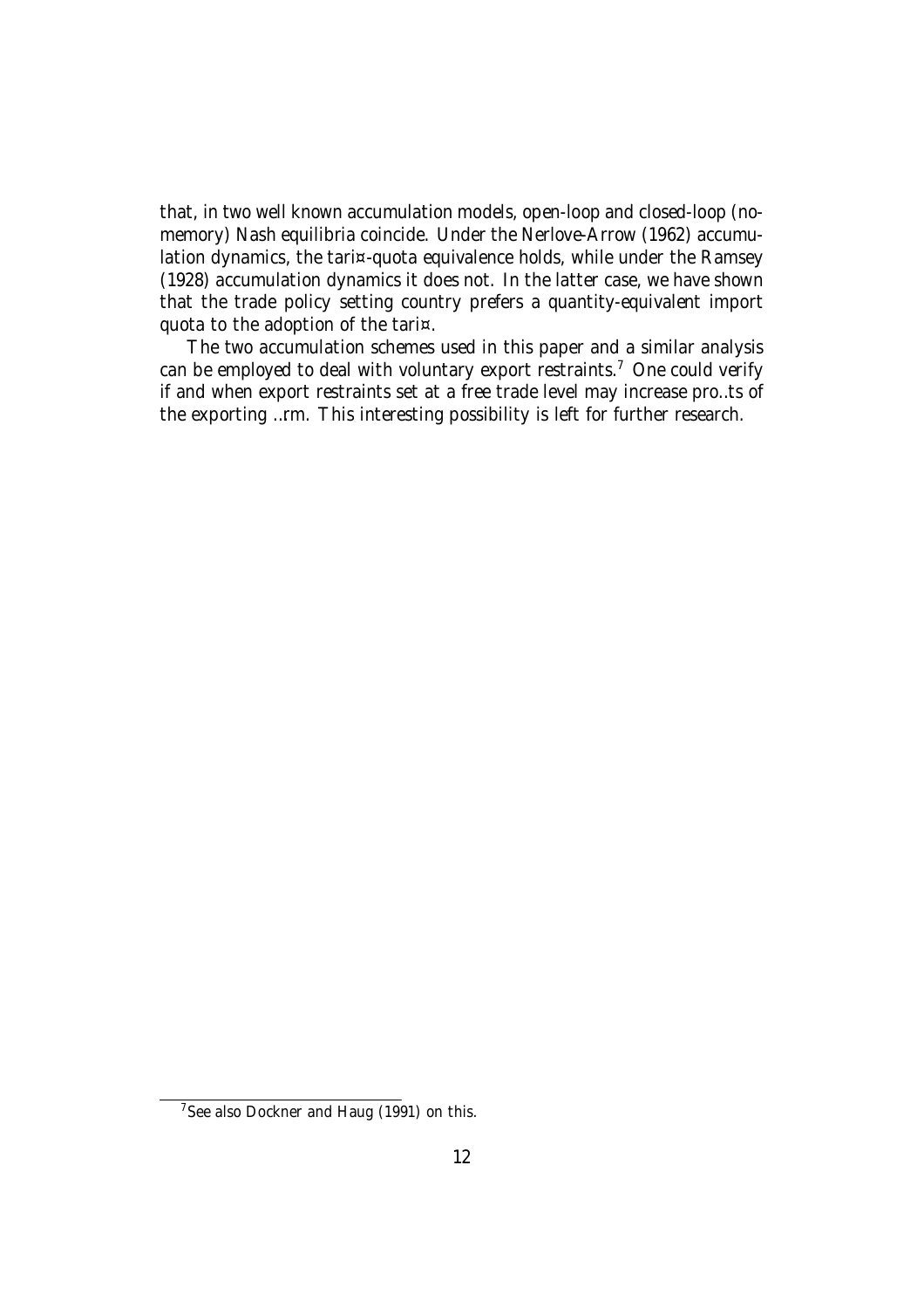that, in two well known accumulation models, open-loop and closed-loop (no-memory) Nash equilibria coincide. Under the Nerlove-Arrow (1962) accumulation dynamics, the tariff-quota equivalence holds, while under the Ramsey (1928) accumulation dynamics it does not. In the latter case, we have shown that the trade policy setting country prefers a quantity-equivalent import quota to the adoption of the tariff.

The two accumulation schemes used in this paper and a similar analysis can be employed to deal with voluntary export restraints.[7] One could verify if and when export restraints set at a free trade level may increase profits of the exporting firm. This interesting possibility is left for further research.

[7] See also Dockner and Haug (1991) on this.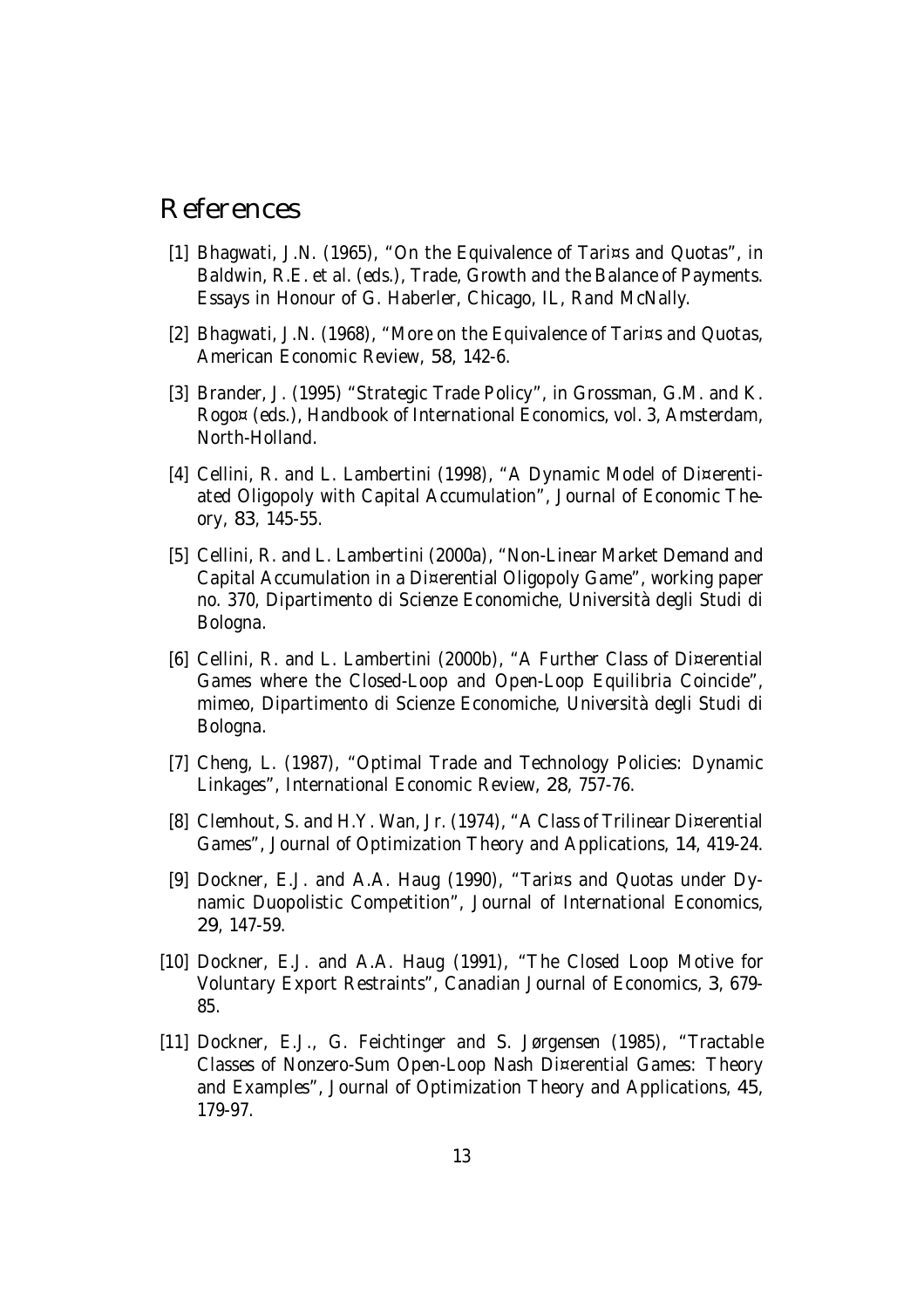# References

[1] Bhagwati, J.N. (1965), "On the Equivalence of Tari¤s and Quotas", in Baldwin, R.E. et al. (eds.), Trade, Growth and the Balance of Payments. Essays in Honour of G. Haberler, Chicago, IL, Rand McNally.

[2] Bhagwati, J.N. (1968), "More on the Equivalence of Tari¤s and Quotas, American Economic Review, 58, 142-6.

[3] Brander, J. (1995) "Strategic Trade Policy", in Grossman, G.M. and K. Rogo¤ (eds.), Handbook of International Economics, vol. 3, Amsterdam, North-Holland.

[4] Cellini, R. and L. Lambertini (1998), "A Dynamic Model of Di¤erentiated Oligopoly with Capital Accumulation", Journal of Economic Theory, 83, 145-55.

[5] Cellini, R. and L. Lambertini (2000a), "Non-Linear Market Demand and Capital Accumulation in a Di¤erential Oligopoly Game", working paper no. 370, Dipartimento di Scienze Economiche, Università degli Studi di Bologna.

[6] Cellini, R. and L. Lambertini (2000b), "A Further Class of Di¤erential Games where the Closed-Loop and Open-Loop Equilibria Coincide", mimeo, Dipartimento di Scienze Economiche, Università degli Studi di Bologna.

[7] Cheng, L. (1987), "Optimal Trade and Technology Policies: Dynamic Linkages", International Economic Review, 28, 757-76.

[8] Clemhout, S. and H.Y. Wan, Jr. (1974), "A Class of Trilinear Di¤erential Games", Journal of Optimization Theory and Applications, 14, 419-24.

[9] Dockner, E.J. and A.A. Haug (1990), "Tari¤s and Quotas under Dynamic Duopolistic Competition", Journal of International Economics, 29, 147-59.

[10] Dockner, E.J. and A.A. Haug (1991), "The Closed Loop Motive for Voluntary Export Restraints", Canadian Journal of Economics, 3, 679-85.

[11] Dockner, E.J., G. Feichtinger and S. Jørgensen (1985), "Tractable Classes of Nonzero-Sum Open-Loop Nash Di¤erential Games: Theory and Examples", Journal of Optimization Theory and Applications, 45, 179-97.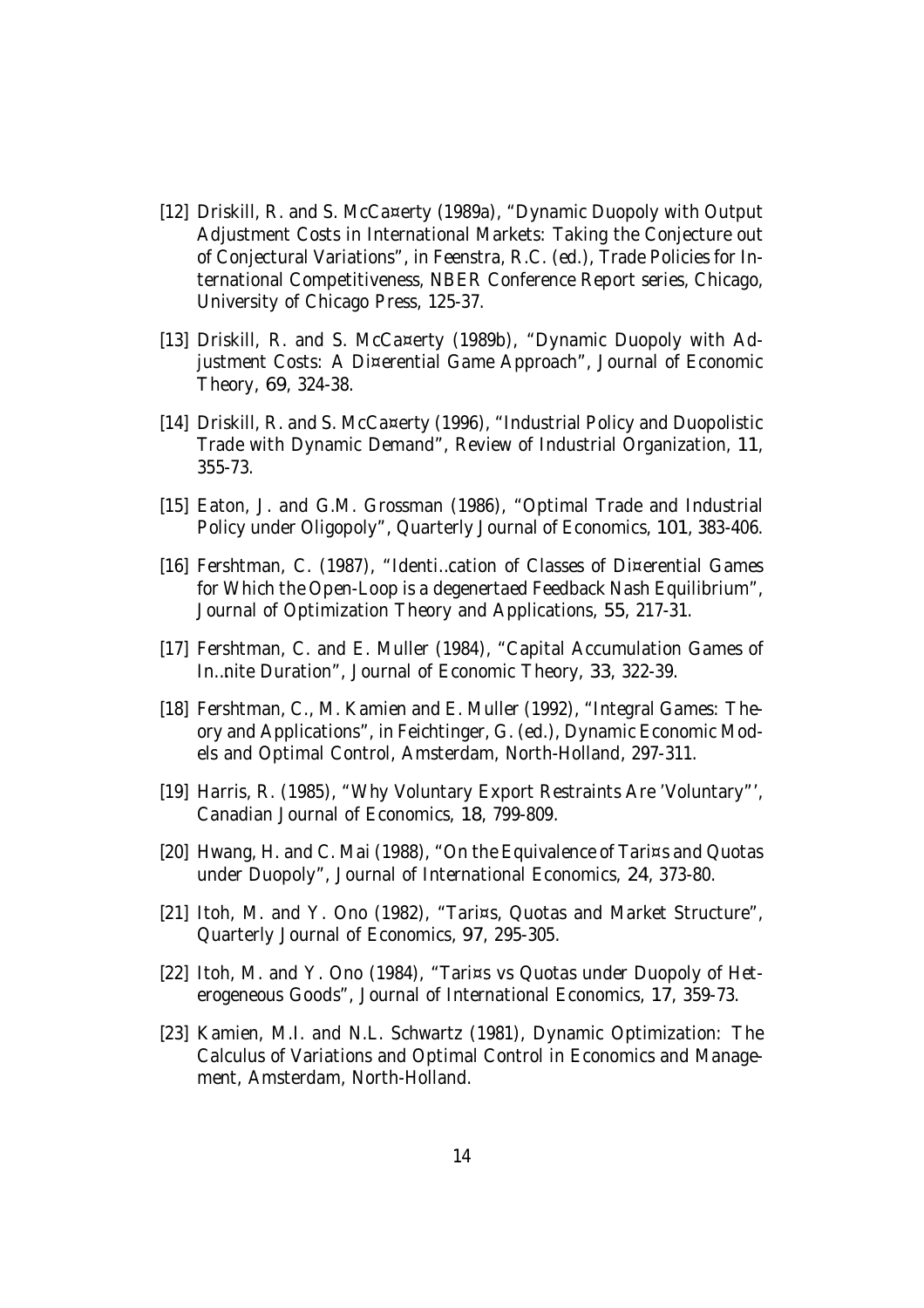[12] Driskill, R. and S. McCa¤erty (1989a), "Dynamic Duopoly with Output Adjustment Costs in International Markets: Taking the Conjecture out of Conjectural Variations", in Feenstra, R.C. (ed.), Trade Policies for International Competitiveness, NBER Conference Report series, Chicago, University of Chicago Press, 125-37.

[13] Driskill, R. and S. McCa¤erty (1989b), "Dynamic Duopoly with Adjustment Costs: A Di¤erential Game Approach", Journal of Economic Theory, **69**, 324-38.

[14] Driskill, R. and S. McCa¤erty (1996), "Industrial Policy and Duopolistic Trade with Dynamic Demand", Review of Industrial Organization, **11**, 355-73.

[15] Eaton, J. and G.M. Grossman (1986), "Optimal Trade and Industrial Policy under Oligopoly", Quarterly Journal of Economics, **101**, 383-406.

[16] Fershtman, C. (1987), "Identi…cation of Classes of Di¤erential Games for Which the Open-Loop is a degenertaed Feedback Nash Equilibrium", Journal of Optimization Theory and Applications, **55**, 217-31.

[17] Fershtman, C. and E. Muller (1984), "Capital Accumulation Games of In…nite Duration", Journal of Economic Theory, **33**, 322-39.

[18] Fershtman, C., M. Kamien and E. Muller (1992), "Integral Games: Theory and Applications", in Feichtinger, G. (ed.), Dynamic Economic Models and Optimal Control, Amsterdam, North-Holland, 297-311.

[19] Harris, R. (1985), "Why Voluntary Export Restraints Are 'Voluntary"', Canadian Journal of Economics, **18**, 799-809.

[20] Hwang, H. and C. Mai (1988), "On the Equivalence of Tari¤s and Quotas under Duopoly", Journal of International Economics, **24**, 373-80.

[21] Itoh, M. and Y. Ono (1982), "Tari¤s, Quotas and Market Structure", Quarterly Journal of Economics, **97**, 295-305.

[22] Itoh, M. and Y. Ono (1984), "Tari¤s vs Quotas under Duopoly of Heterogeneous Goods", Journal of International Economics, **17**, 359-73.

[23] Kamien, M.I. and N.L. Schwartz (1981), Dynamic Optimization: The Calculus of Variations and Optimal Control in Economics and Management, Amsterdam, North-Holland.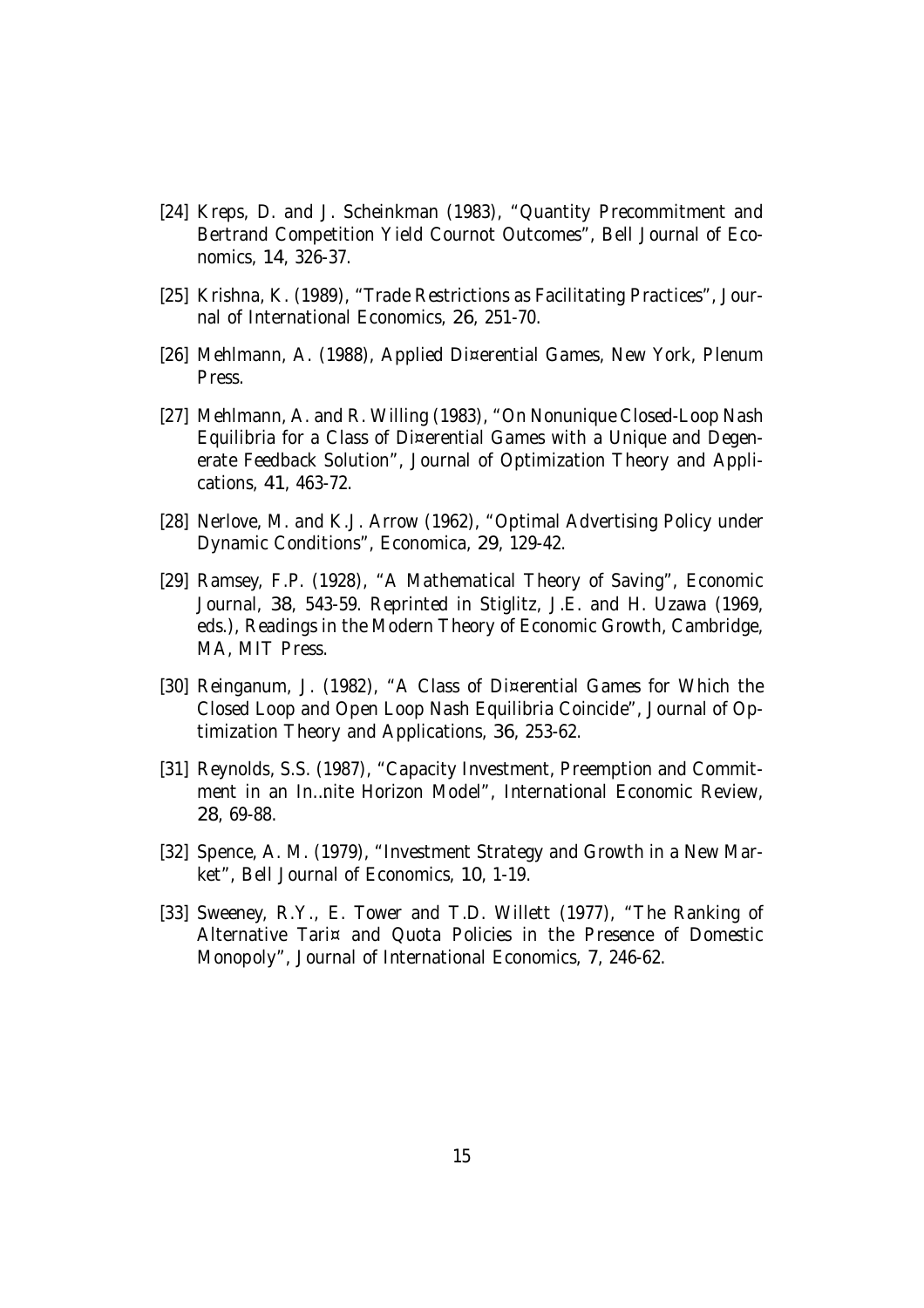[24] Kreps, D. and J. Scheinkman (1983), "Quantity Precommitment and Bertrand Competition Yield Cournot Outcomes", Bell Journal of Economics, **14**, 326-37.

[25] Krishna, K. (1989), "Trade Restrictions as Facilitating Practices", Journal of International Economics, **26**, 251-70.

[26] Mehlmann, A. (1988), Applied Di¤erential Games, New York, Plenum Press.

[27] Mehlmann, A. and R. Willing (1983), "On Nonunique Closed-Loop Nash Equilibria for a Class of Di¤erential Games with a Unique and Degenerate Feedback Solution", Journal of Optimization Theory and Applications, **41**, 463-72.

[28] Nerlove, M. and K.J. Arrow (1962), "Optimal Advertising Policy under Dynamic Conditions", Economica, **29**, 129-42.

[29] Ramsey, F.P. (1928), "A Mathematical Theory of Saving", Economic Journal, **38**, 543-59. Reprinted in Stiglitz, J.E. and H. Uzawa (1969, eds.), Readings in the Modern Theory of Economic Growth, Cambridge, MA, MIT Press.

[30] Reinganum, J. (1982), "A Class of Di¤erential Games for Which the Closed Loop and Open Loop Nash Equilibria Coincide", Journal of Optimization Theory and Applications, **36**, 253-62.

[31] Reynolds, S.S. (1987), "Capacity Investment, Preemption and Commitment in an In…nite Horizon Model", International Economic Review, **28**, 69-88.

[32] Spence, A. M. (1979), "Investment Strategy and Growth in a New Market", Bell Journal of Economics, **10**, 1-19.

[33] Sweeney, R.Y., E. Tower and T.D. Willett (1977), "The Ranking of Alternative Tari¤ and Quota Policies in the Presence of Domestic Monopoly", Journal of International Economics, **7**, 246-62.